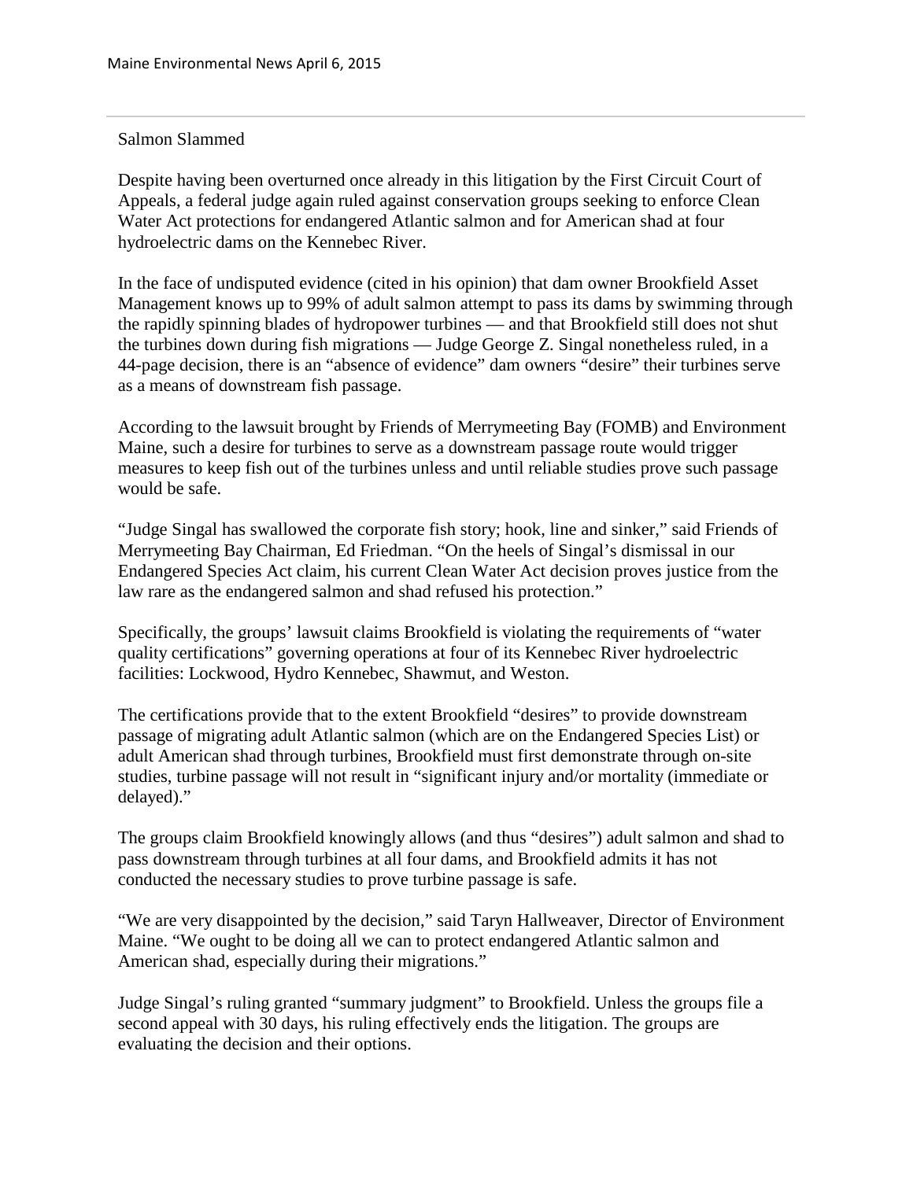Maine Environmental News April 6, 2015

## Salmon Slammed

Despite having been overturned once already in this litigation by the First Circuit Court of Appeals, a federal judge again ruled against conservation groups seeking to enforce Clean Water Act protections for endangered Atlantic salmon and for American shad at four hydroelectric dams on the Kennebec River.

In the face of undisputed evidence (cited in his opinion) that dam owner Brookfield Asset Management knows up to 99% of adult salmon attempt to pass its dams by swimming through the rapidly spinning blades of hydropower turbines — and that Brookfield still does not shut the turbines down during fish migrations — Judge George Z. Singal nonetheless ruled, in a 44-page decision, there is an "absence of evidence" dam owners "desire" their turbines serve as a means of downstream fish passage.

According to the lawsuit brought by Friends of Merrymeeting Bay (FOMB) and Environment Maine, such a desire for turbines to serve as a downstream passage route would trigger measures to keep fish out of the turbines unless and until reliable studies prove such passage would be safe.

"Judge Singal has swallowed the corporate fish story; hook, line and sinker," said Friends of Merrymeeting Bay Chairman, Ed Friedman. "On the heels of Singal's dismissal in our Endangered Species Act claim, his current Clean Water Act decision proves justice from the law rare as the endangered salmon and shad refused his protection."

Specifically, the groups' lawsuit claims Brookfield is violating the requirements of "water quality certifications" governing operations at four of its Kennebec River hydroelectric facilities: Lockwood, Hydro Kennebec, Shawmut, and Weston.

The certifications provide that to the extent Brookfield "desires" to provide downstream passage of migrating adult Atlantic salmon (which are on the Endangered Species List) or adult American shad through turbines, Brookfield must first demonstrate through on-site studies, turbine passage will not result in "significant injury and/or mortality (immediate or delayed)."

The groups claim Brookfield knowingly allows (and thus "desires") adult salmon and shad to pass downstream through turbines at all four dams, and Brookfield admits it has not conducted the necessary studies to prove turbine passage is safe.

"We are very disappointed by the decision," said Taryn Hallweaver, Director of Environment Maine. "We ought to be doing all we can to protect endangered Atlantic salmon and American shad, especially during their migrations."

Judge Singal's ruling granted "summary judgment" to Brookfield. Unless the groups file a second appeal with 30 days, his ruling effectively ends the litigation. The groups are evaluating the decision and their options.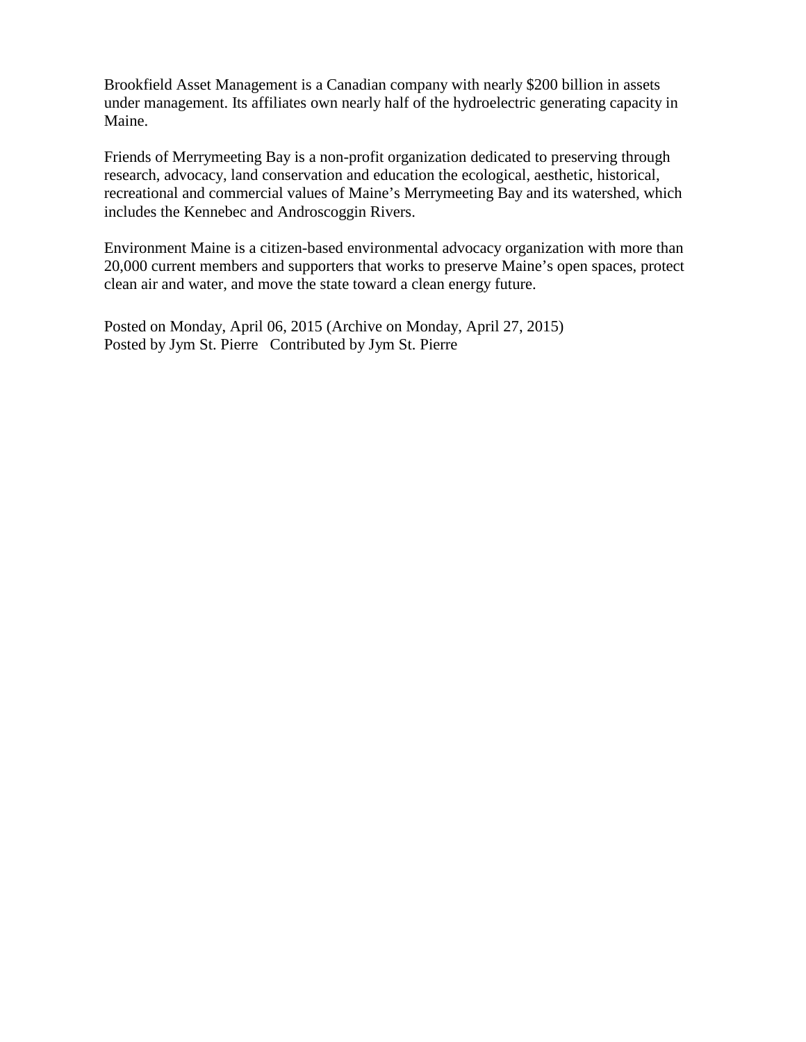Brookfield Asset Management is a Canadian company with nearly $200 billion in assets under management. Its affiliates own nearly half of the hydroelectric generating capacity in Maine.

Friends of Merrymeeting Bay is a non-profit organization dedicated to preserving through research, advocacy, land conservation and education the ecological, aesthetic, historical, recreational and commercial values of Maine's Merrymeeting Bay and its watershed, which includes the Kennebec and Androscoggin Rivers.

Environment Maine is a citizen-based environmental advocacy organization with more than 20,000 current members and supporters that works to preserve Maine's open spaces, protect clean air and water, and move the state toward a clean energy future.

Posted on Monday, April 06, 2015 (Archive on Monday, April 27, 2015)
Posted by Jym St. Pierre   Contributed by Jym St. Pierre